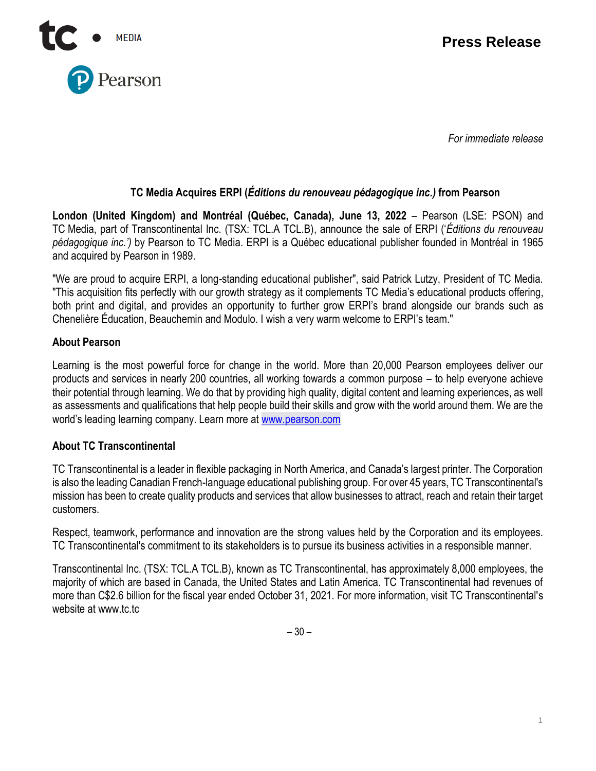**Press Release**

*For immediate release*

# TC Media Acquires ERPI (*Éditions du renouveau pédagogique inc.)* from Pearson

**London (United Kingdom) and Montréal (Québec, Canada), June 13, 2022** – Pearson (LSE: PSON) and TC Media, part of Transcontinental Inc. (TSX: TCL.A TCL.B), announce the sale of ERPI ('*Éditions du renouveau pédagogique inc.')* by Pearson to TC Media. ERPI is a Québec educational publisher founded in Montréal in 1965 and acquired by Pearson in 1989.

"We are proud to acquire ERPI, a long-standing educational publisher", said Patrick Lutzy, President of TC Media. "This acquisition fits perfectly with our growth strategy as it complements TC Media's educational products offering, both print and digital, and provides an opportunity to further grow ERPI's brand alongside our brands such as Chenelière Éducation, Beauchemin and Modulo. I wish a very warm welcome to ERPI's team."

## About Pearson

Learning is the most powerful force for change in the world. More than 20,000 Pearson employees deliver our products and services in nearly 200 countries, all working towards a common purpose – to help everyone achieve their potential through learning. We do that by providing high quality, digital content and learning experiences, as well as assessments and qualifications that help people build their skills and grow with the world around them. We are the world's leading learning company. Learn more at [www.pearson.com](www.pearson.com)

## About TC Transcontinental

TC Transcontinental is a leader in flexible packaging in North America, and Canada's largest printer. The Corporation is also the leading Canadian French-language educational publishing group. For over 45 years, TC Transcontinental's mission has been to create quality products and services that allow businesses to attract, reach and retain their target customers.

Respect, teamwork, performance and innovation are the strong values held by the Corporation and its employees. TC Transcontinental's commitment to its stakeholders is to pursue its business activities in a responsible manner.

Transcontinental Inc. (TSX: TCL.A TCL.B), known as TC Transcontinental, has approximately 8,000 employees, the majority of which are based in Canada, the United States and Latin America. TC Transcontinental had revenues of more than C$2.6 billion for the fiscal year ended October 31, 2021. For more information, visit TC Transcontinental's website at www.tc.tc

– 30 –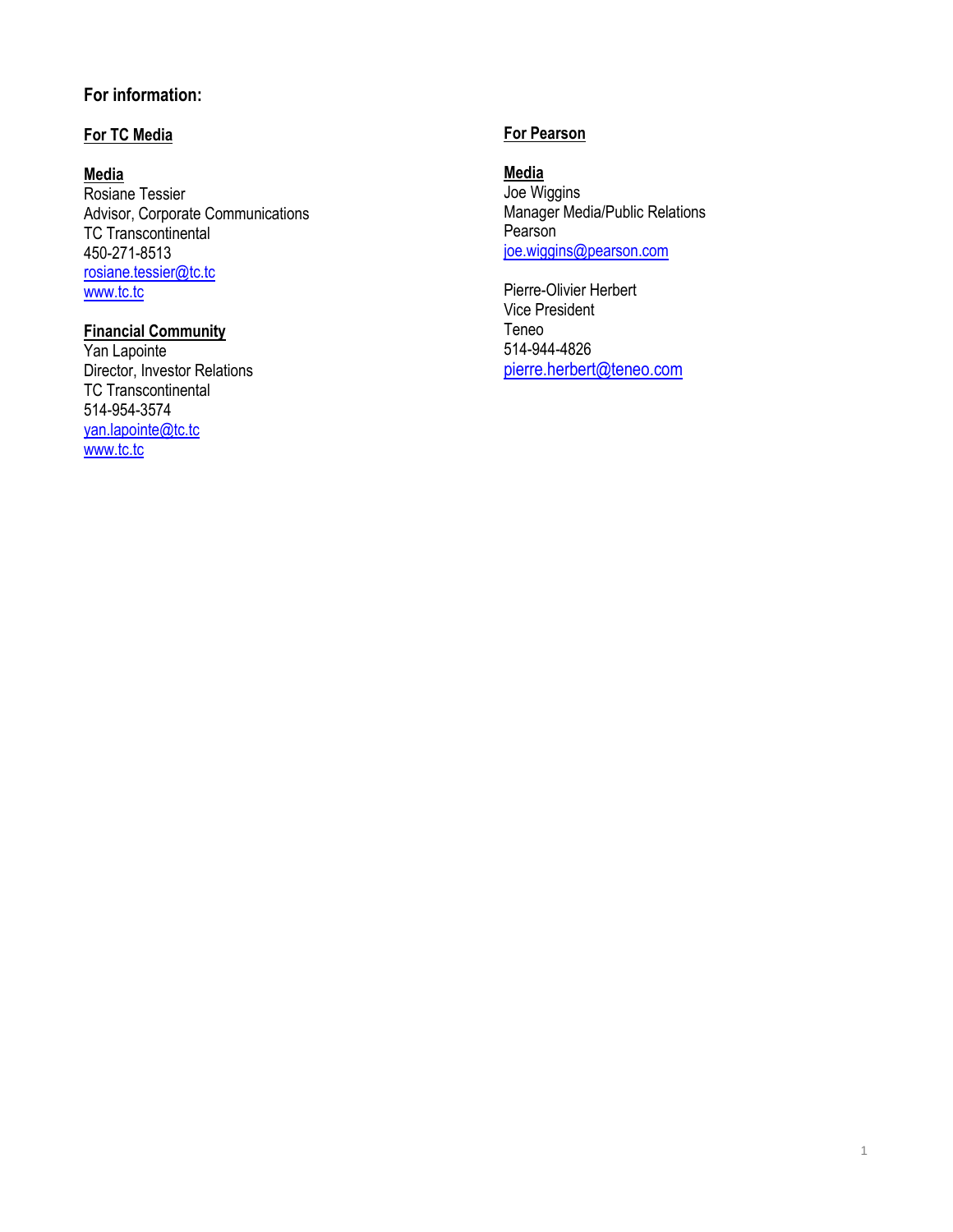**For information:**

**For TC Media**

**Media**
Rosiane Tessier
Advisor, Corporate Communications
TC Transcontinental
450-271-8513
rosiane.tessier@tc.tc
www.tc.tc

**Financial Community**
Yan Lapointe
Director, Investor Relations
TC Transcontinental
514-954-3574
yan.lapointe@tc.tc
www.tc.tc

**For Pearson**

**Media**
Joe Wiggins
Manager Media/Public Relations
Pearson
joe.wiggins@pearson.com

Pierre-Olivier Herbert
Vice President
Teneo
514-944-4826
pierre.herbert@teneo.com